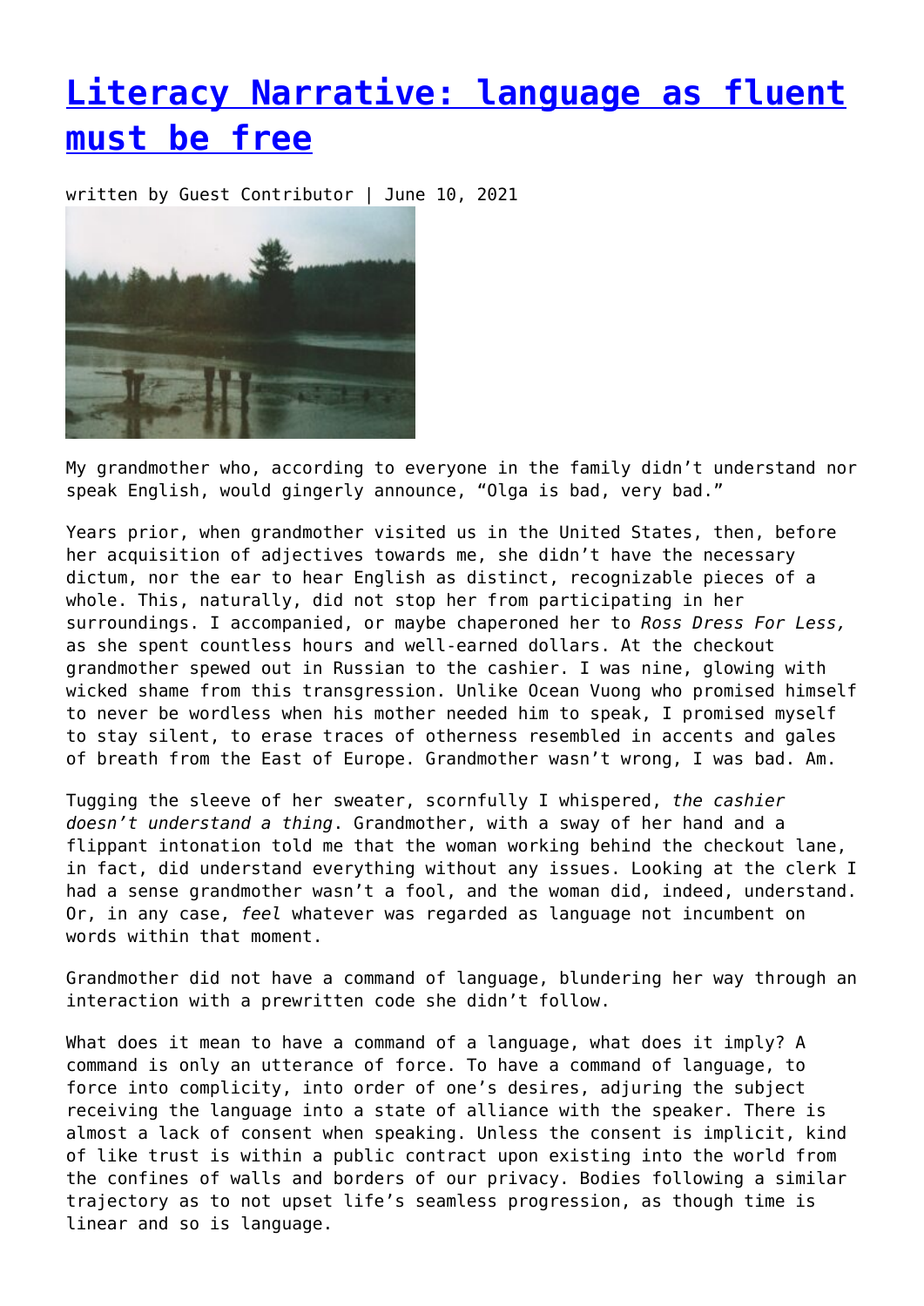# Literacy Narrative: language as fluent must be free

written by Guest Contributor | June 10, 2021

My grandmother who, according to everyone in the family didn't understand nor speak English, would gingerly announce, "Olga is bad, very bad."

Years prior, when grandmother visited us in the United States, then, before her acquisition of adjectives towards me, she didn't have the necessary dictum, nor the ear to hear English as distinct, recognizable pieces of a whole. This, naturally, did not stop her from participating in her surroundings. I accompanied, or maybe chaperoned her to *Ross Dress For Less,* as she spent countless hours and well-earned dollars. At the checkout grandmother spewed out in Russian to the cashier. I was nine, glowing with wicked shame from this transgression. Unlike Ocean Vuong who promised himself to never be wordless when his mother needed him to speak, I promised myself to stay silent, to erase traces of otherness resembled in accents and gales of breath from the East of Europe. Grandmother wasn't wrong, I was bad. Am.

Tugging the sleeve of her sweater, scornfully I whispered, *the cashier doesn't understand a thing*. Grandmother, with a sway of her hand and a flippant intonation told me that the woman working behind the checkout lane, in fact, did understand everything without any issues. Looking at the clerk I had a sense grandmother wasn't a fool, and the woman did, indeed, understand. Or, in any case, *feel* whatever was regarded as language not incumbent on words within that moment.

Grandmother did not have a command of language, blundering her way through an interaction with a prewritten code she didn't follow.

What does it mean to have a command of a language, what does it imply? A command is only an utterance of force. To have a command of language, to force into complicity, into order of one's desires, adjuring the subject receiving the language into a state of alliance with the speaker. There is almost a lack of consent when speaking. Unless the consent is implicit, kind of like trust is within a public contract upon existing into the world from the confines of walls and borders of our privacy. Bodies following a similar trajectory as to not upset life's seamless progression, as though time is linear and so is language.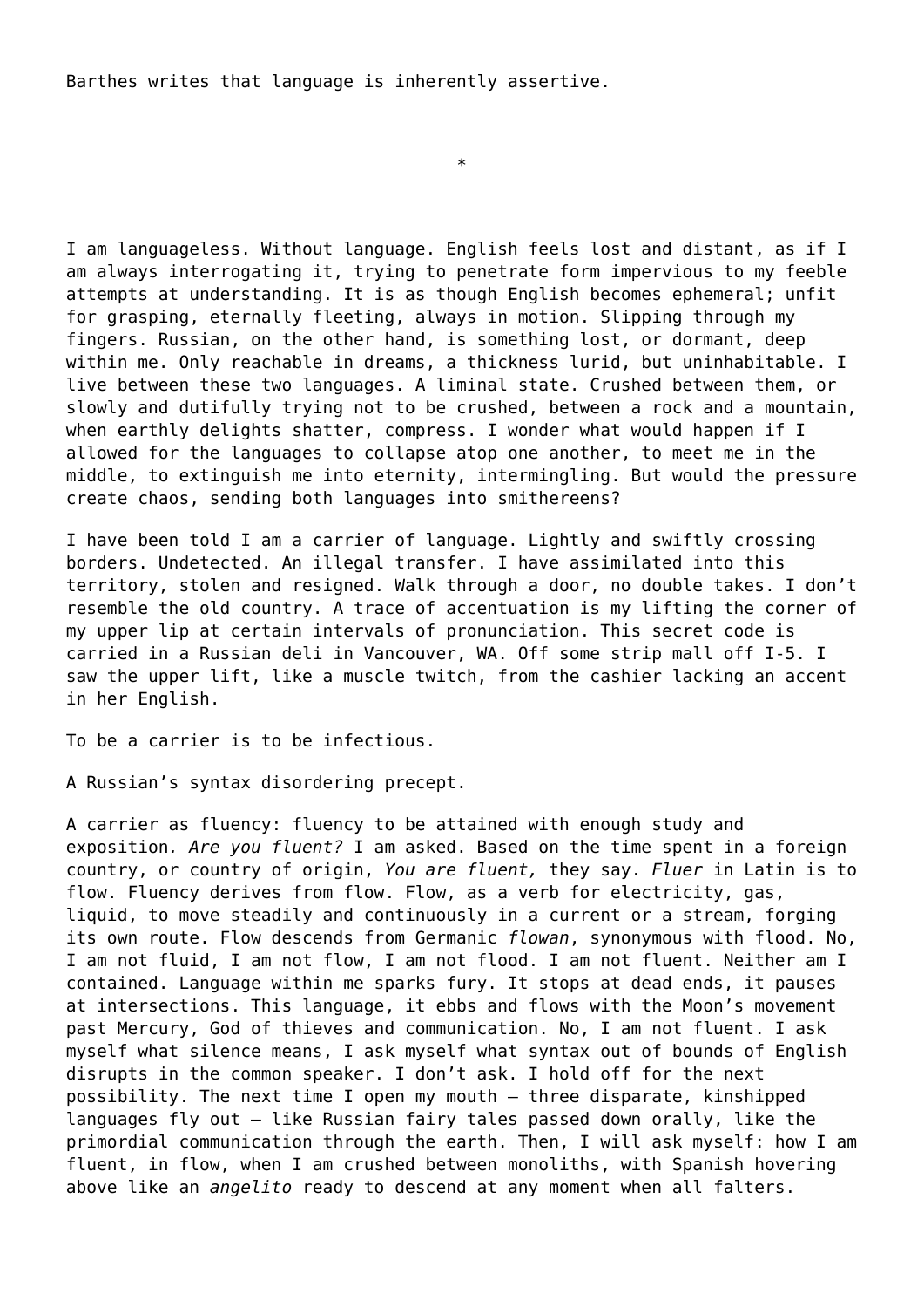Barthes writes that language is inherently assertive.

*

I am languageless. Without language. English feels lost and distant, as if I am always interrogating it, trying to penetrate form impervious to my feeble attempts at understanding. It is as though English becomes ephemeral; unfit for grasping, eternally fleeting, always in motion. Slipping through my fingers. Russian, on the other hand, is something lost, or dormant, deep within me. Only reachable in dreams, a thickness lurid, but uninhabitable. I live between these two languages. A liminal state. Crushed between them, or slowly and dutifully trying not to be crushed, between a rock and a mountain, when earthly delights shatter, compress. I wonder what would happen if I allowed for the languages to collapse atop one another, to meet me in the middle, to extinguish me into eternity, intermingling. But would the pressure create chaos, sending both languages into smithereens?

I have been told I am a carrier of language. Lightly and swiftly crossing borders. Undetected. An illegal transfer. I have assimilated into this territory, stolen and resigned. Walk through a door, no double takes. I don't resemble the old country. A trace of accentuation is my lifting the corner of my upper lip at certain intervals of pronunciation. This secret code is carried in a Russian deli in Vancouver, WA. Off some strip mall off I-5. I saw the upper lift, like a muscle twitch, from the cashier lacking an accent in her English.

To be a carrier is to be infectious.

A Russian's syntax disordering precept.

A carrier as fluency: fluency to be attained with enough study and exposition*. Are you fluent?* I am asked. Based on the time spent in a foreign country, or country of origin, *You are fluent,* they say. *Fluer* in Latin is to flow. Fluency derives from flow. Flow, as a verb for electricity, gas, liquid, to move steadily and continuously in a current or a stream, forging its own route. Flow descends from Germanic *flowan*, synonymous with flood. No, I am not fluid, I am not flow, I am not flood. I am not fluent. Neither am I contained. Language within me sparks fury. It stops at dead ends, it pauses at intersections. This language, it ebbs and flows with the Moon's movement past Mercury, God of thieves and communication. No, I am not fluent. I ask myself what silence means, I ask myself what syntax out of bounds of English disrupts in the common speaker. I don't ask. I hold off for the next possibility. The next time I open my mouth – three disparate, kinshipped languages fly out – like Russian fairy tales passed down orally, like the primordial communication through the earth. Then, I will ask myself: how I am fluent, in flow, when I am crushed between monoliths, with Spanish hovering above like an *angelito* ready to descend at any moment when all falters.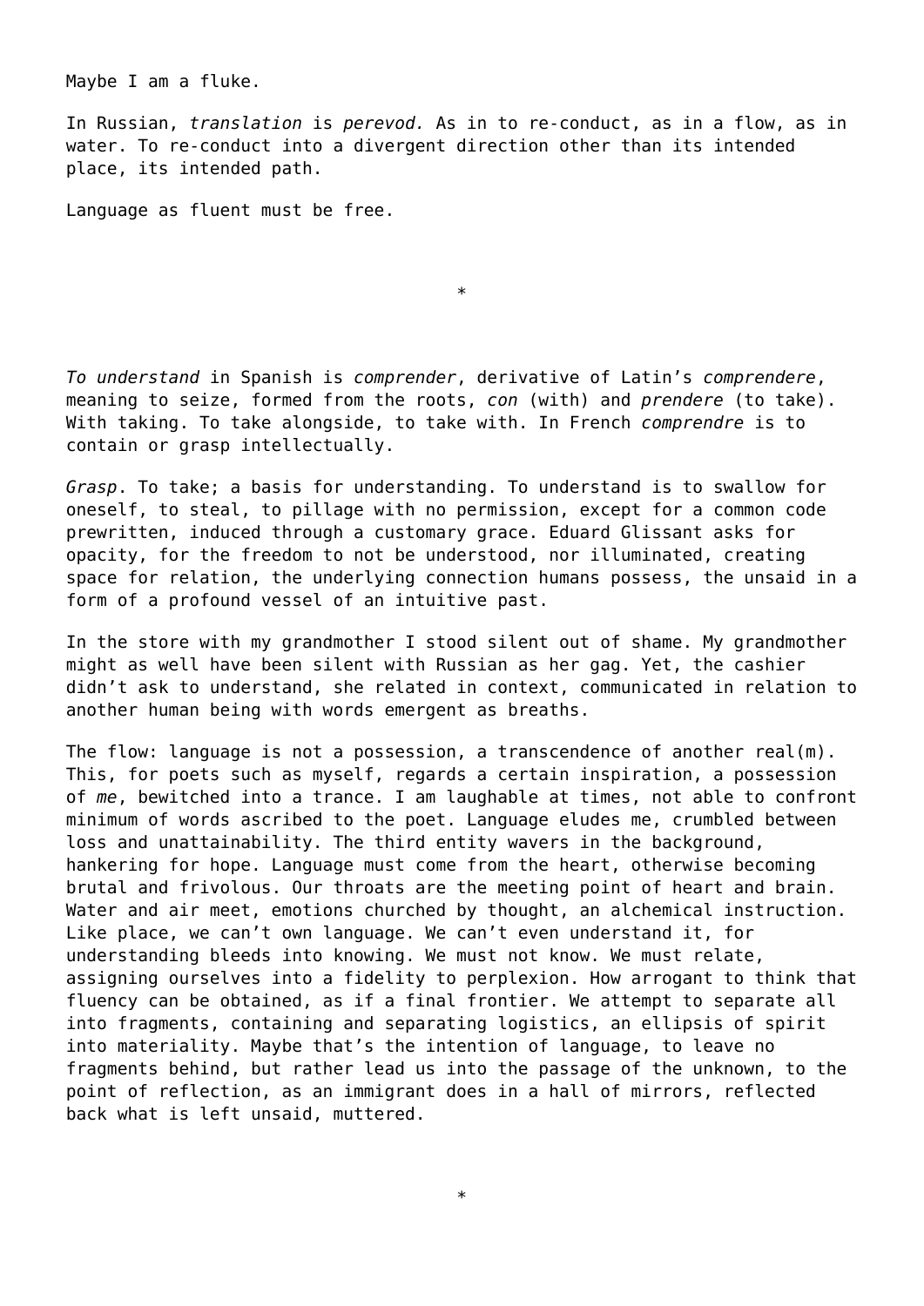Maybe I am a fluke.

In Russian, *translation* is *perevod.* As in to re-conduct, as in a flow, as in water. To re-conduct into a divergent direction other than its intended place, its intended path.

Language as fluent must be free.

*

*To understand* in Spanish is *comprender*, derivative of Latin's *comprendere*, meaning to seize, formed from the roots, *con* (with) and *prendere* (to take). With taking. To take alongside, to take with. In French *comprendre* is to contain or grasp intellectually.

*Grasp*. To take; a basis for understanding. To understand is to swallow for oneself, to steal, to pillage with no permission, except for a common code prewritten, induced through a customary grace. Eduard Glissant asks for opacity, for the freedom to not be understood, nor illuminated, creating space for relation, the underlying connection humans possess, the unsaid in a form of a profound vessel of an intuitive past.

In the store with my grandmother I stood silent out of shame. My grandmother might as well have been silent with Russian as her gag. Yet, the cashier didn't ask to understand, she related in context, communicated in relation to another human being with words emergent as breaths.

The flow: language is not a possession, a transcendence of another real(m). This, for poets such as myself, regards a certain inspiration, a possession of *me*, bewitched into a trance. I am laughable at times, not able to confront minimum of words ascribed to the poet. Language eludes me, crumbled between loss and unattainability. The third entity wavers in the background, hankering for hope. Language must come from the heart, otherwise becoming brutal and frivolous. Our throats are the meeting point of heart and brain. Water and air meet, emotions churched by thought, an alchemical instruction. Like place, we can't own language. We can't even understand it, for understanding bleeds into knowing. We must not know. We must relate, assigning ourselves into a fidelity to perplexion. How arrogant to think that fluency can be obtained, as if a final frontier. We attempt to separate all into fragments, containing and separating logistics, an ellipsis of spirit into materiality. Maybe that's the intention of language, to leave no fragments behind, but rather lead us into the passage of the unknown, to the point of reflection, as an immigrant does in a hall of mirrors, reflected back what is left unsaid, muttered.

*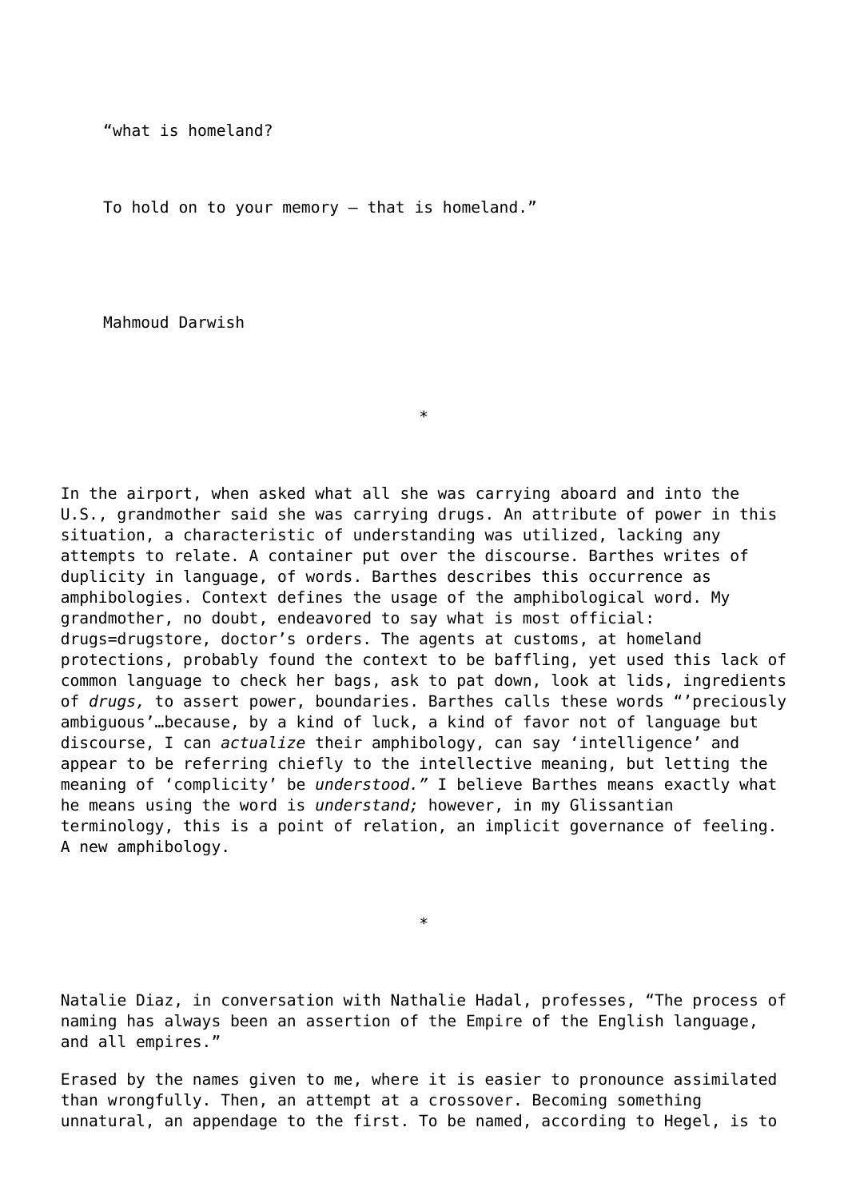"what is homeland?

To hold on to your memory – that is homeland."

Mahmoud Darwish

*

In the airport, when asked what all she was carrying aboard and into the U.S., grandmother said she was carrying drugs. An attribute of power in this situation, a characteristic of understanding was utilized, lacking any attempts to relate. A container put over the discourse. Barthes writes of duplicity in language, of words. Barthes describes this occurrence as amphibologies. Context defines the usage of the amphibological word. My grandmother, no doubt, endeavored to say what is most official: drugs=drugstore, doctor's orders. The agents at customs, at homeland protections, probably found the context to be baffling, yet used this lack of common language to check her bags, ask to pat down, look at lids, ingredients of *drugs,* to assert power, boundaries. Barthes calls these words "'preciously ambiguous'…because, by a kind of luck, a kind of favor not of language but discourse, I can *actualize* their amphibology, can say 'intelligence' and appear to be referring chiefly to the intellective meaning, but letting the meaning of 'complicity' be *understood."* I believe Barthes means exactly what he means using the word is *understand;* however, in my Glissantian terminology, this is a point of relation, an implicit governance of feeling. A new amphibology.

*

Natalie Diaz, in conversation with Nathalie Hadal, professes, "The process of naming has always been an assertion of the Empire of the English language, and all empires."

Erased by the names given to me, where it is easier to pronounce assimilated than wrongfully. Then, an attempt at a crossover. Becoming something unnatural, an appendage to the first. To be named, according to Hegel, is to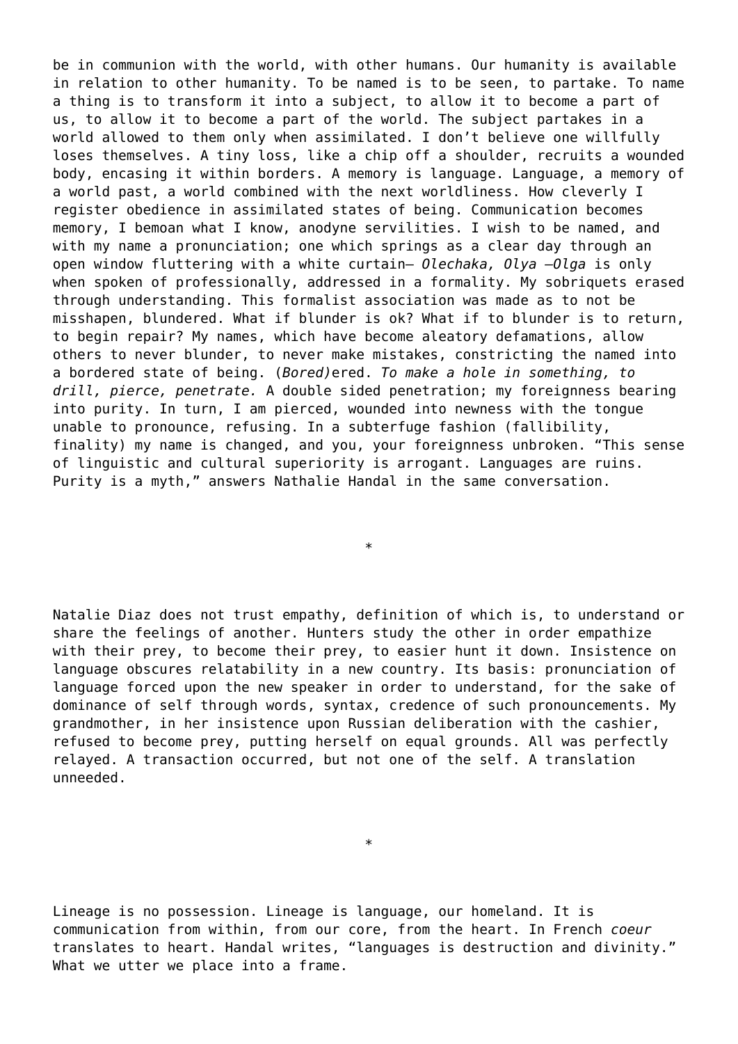be in communion with the world, with other humans. Our humanity is available in relation to other humanity. To be named is to be seen, to partake. To name a thing is to transform it into a subject, to allow it to become a part of us, to allow it to become a part of the world. The subject partakes in a world allowed to them only when assimilated. I don't believe one willfully loses themselves. A tiny loss, like a chip off a shoulder, recruits a wounded body, encasing it within borders. A memory is language. Language, a memory of a world past, a world combined with the next worldliness. How cleverly I register obedience in assimilated states of being. Communication becomes memory, I bemoan what I know, anodyne servilities. I wish to be named, and with my name a pronunciation; one which springs as a clear day through an open window fluttering with a white curtain– *Olechaka, Olya –Olga* is only when spoken of professionally, addressed in a formality. My sobriquets erased through understanding. This formalist association was made as to not be misshapen, blundered. What if blunder is ok? What if to blunder is to return, to begin repair? My names, which have become aleatory defamations, allow others to never blunder, to never make mistakes, constricting the named into a bordered state of being. (*Bored)*ered. *To make a hole in something, to drill, pierce, penetrate.* A double sided penetration; my foreignness bearing into purity. In turn, I am pierced, wounded into newness with the tongue unable to pronounce, refusing. In a subterfuge fashion (fallibility, finality) my name is changed, and you, your foreignness unbroken. "This sense of linguistic and cultural superiority is arrogant. Languages are ruins. Purity is a myth," answers Nathalie Handal in the same conversation.

*

Natalie Diaz does not trust empathy, definition of which is, to understand or share the feelings of another. Hunters study the other in order empathize with their prey, to become their prey, to easier hunt it down. Insistence on language obscures relatability in a new country. Its basis: pronunciation of language forced upon the new speaker in order to understand, for the sake of dominance of self through words, syntax, credence of such pronouncements. My grandmother, in her insistence upon Russian deliberation with the cashier, refused to become prey, putting herself on equal grounds. All was perfectly relayed. A transaction occurred, but not one of the self. A translation unneeded.

*

Lineage is no possession. Lineage is language, our homeland. It is communication from within, from our core, from the heart. In French *coeur* translates to heart. Handal writes, "languages is destruction and divinity." What we utter we place into a frame.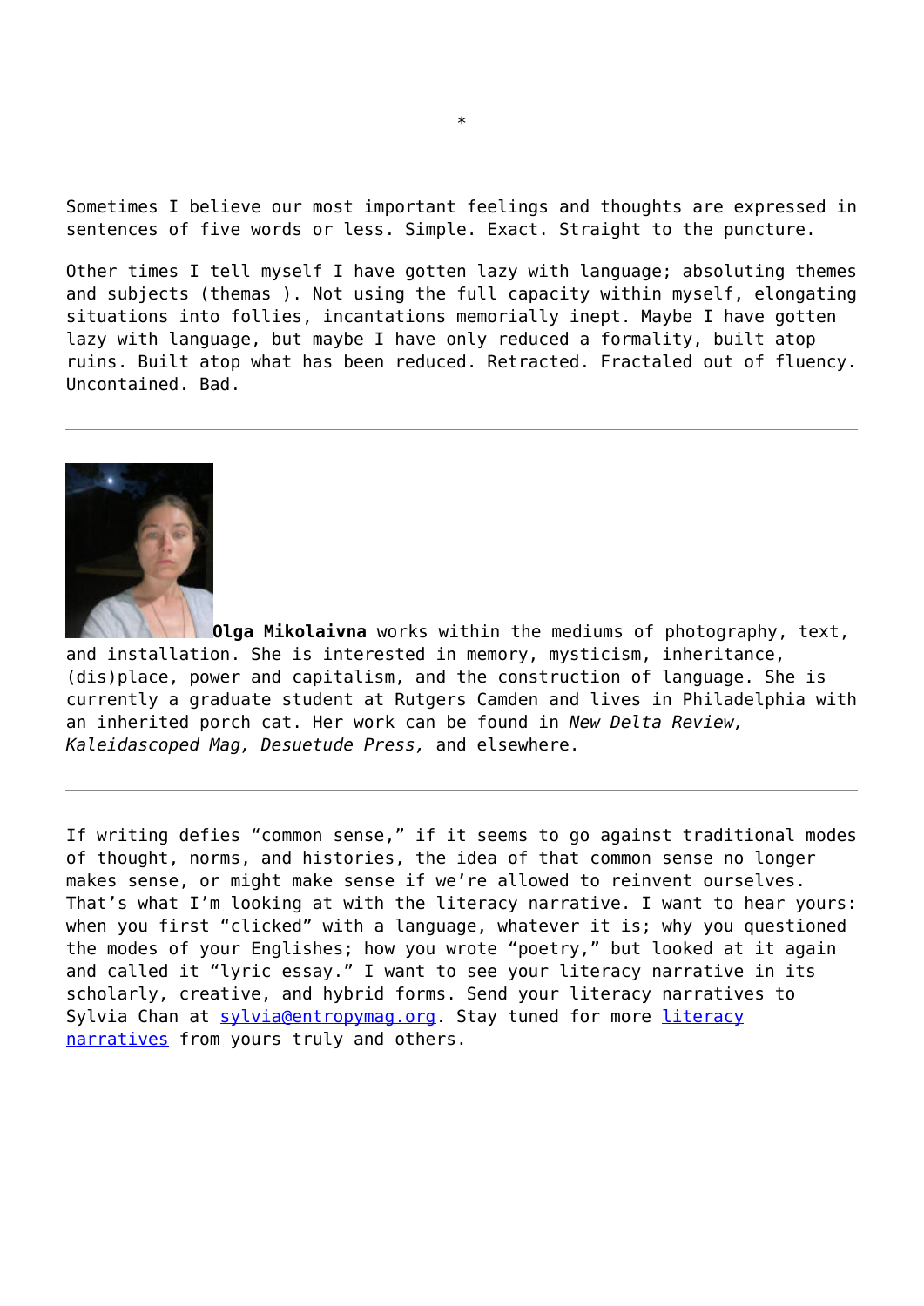*

Sometimes I believe our most important feelings and thoughts are expressed in sentences of five words or less. Simple. Exact. Straight to the puncture.

Other times I tell myself I have gotten lazy with language; absoluting themes and subjects (themas ). Not using the full capacity within myself, elongating situations into follies, incantations memorially inept. Maybe I have gotten lazy with language, but maybe I have only reduced a formality, built atop ruins. Built atop what has been reduced. Retracted. Fractaled out of fluency. Uncontained. Bad.

---

**Olga Mikolaivna** works within the mediums of photography, text, and installation. She is interested in memory, mysticism, inheritance, (dis)place, power and capitalism, and the construction of language. She is currently a graduate student at Rutgers Camden and lives in Philadelphia with an inherited porch cat. Her work can be found in *New Delta Review, Kaleidascoped Mag, Desuetude Press,* and elsewhere.

---

If writing defies “common sense,” if it seems to go against traditional modes of thought, norms, and histories, the idea of that common sense no longer makes sense, or might make sense if we’re allowed to reinvent ourselves. That’s what I’m looking at with the literacy narrative. I want to hear yours: when you first “clicked” with a language, whatever it is; why you questioned the modes of your Englishes; how you wrote “poetry,” but looked at it again and called it “lyric essay.” I want to see your literacy narrative in its scholarly, creative, and hybrid forms. Send your literacy narratives to Sylvia Chan at sylvia@entropymag.org. Stay tuned for more literacy narratives from yours truly and others.